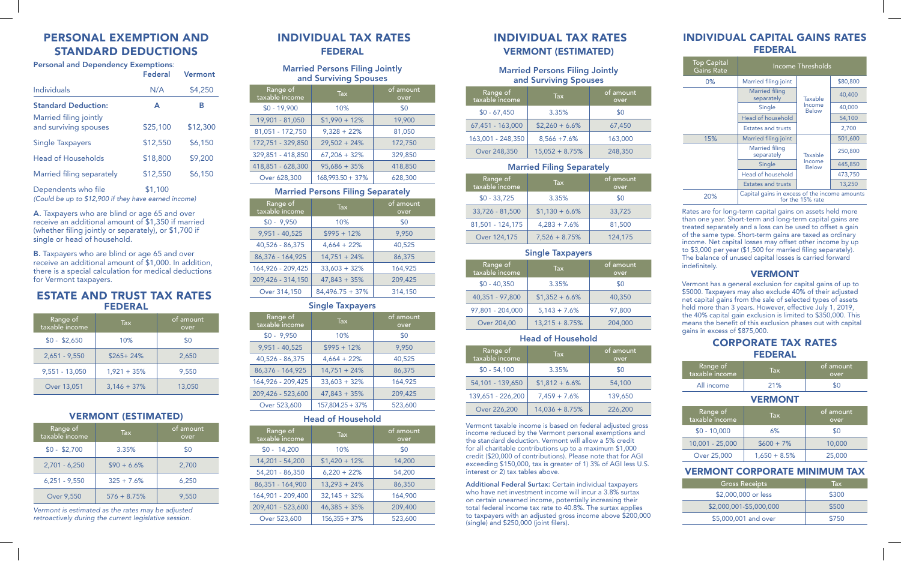# PERSONAL EXEMPTION AND STANDARD DEDUCTIONS

**Personal and Dependency Exemptions:**

| | Federal | Vermont |
|---|---|---|
| Individuals | N/A | $4,250 |
| **Standard Deduction:** | **A** | **B** |
| Married filing jointly and surviving spouses | $25,100 | $12,300 |
| Single Taxpayers | $12,550 | $6,150 |
| Head of Households | $18,800 | $9,200 |
| Married filing separately | $12,550 | $6,150 |
| Dependents who file | $1,100 | |

*(Could be up to $12,900 if they have earned income)*

**A.** Taxpayers who are blind or age 65 and over receive an additional amount of $1,350 if married (whether filing jointly or separately), or $1,700 if single or head of household.

**B.** Taxpayers who are blind or age 65 and over receive an additional amount of $1,000. In addition, there is a special calculation for medical deductions for Vermont taxpayers.

# ESTATE AND TRUST TAX RATES

## FEDERAL

| Range of taxable income | Tax | of amount over |
|---|---|---|
| $0 - $2,650 | 10% | $0 |
| 2,651 - 9,550 | $265+ 24% | 2,650 |
| 9,551 - 13,050 | 1,921 + 35% | 9,550 |
| Over 13,051 | 3,146 + 37% | 13,050 |

## VERMONT (ESTIMATED)

| Range of taxable income | Tax | of amount over |
|---|---|---|
| $0 - $2,700 | 3.35% | $0 |
| 2,701 - 6,250 | $90 + 6.6% | 2,700 |
| 6,251 - 9,550 | 325 + 7.6% | 6,250 |
| Over 9,550 | 576 + 8.75% | 9,550 |

*Vermont is estimated as the rates may be adjusted retroactively during the current legislative session.*

# INDIVIDUAL TAX RATES

## FEDERAL

### Married Persons Filing Jointly and Surviving Spouses

| Range of taxable income | Tax | of amount over |
|---|---|---|
| $0 - 19,900 | 10% | $0 |
| 19,901 - 81,050 | $1,990 + 12% | 19,900 |
| 81,051 - 172,750 | 9,328 + 22% | 81,050 |
| 172,751 - 329,850 | 29,502 + 24% | 172,750 |
| 329,851 - 418,850 | 67,206 + 32% | 329,850 |
| 418,851 - 628,300 | 95,686 + 35% | 418,850 |
| Over 628,300 | 168,993.50 + 37% | 628,300 |

### Married Persons Filing Separately

| Range of taxable income | Tax | of amount over |
|---|---|---|
| $0 - 9,950 | 10% | $0 |
| 9,951 - 40,525 | $995 + 12% | 9,950 |
| 40,526 - 86,375 | 4,664 + 22% | 40,525 |
| 86,376 - 164,925 | 14,751 + 24% | 86,375 |
| 164,926 - 209,425 | 33,603 + 32% | 164,925 |
| 209,426 - 314,150 | 47,843 + 35% | 209,425 |
| Over 314,150 | 84,496.75 + 37% | 314,150 |

### Single Taxpayers

| Range of taxable income | Tax | of amount over |
|---|---|---|
| $0 - 9,950 | 10% | $0 |
| 9,951 - 40,525 | $995 + 12% | 9,950 |
| 40,526 - 86,375 | 4,664 + 22% | 40,525 |
| 86,376 - 164,925 | 14,751 + 24% | 86,375 |
| 164,926 - 209,425 | 33,603 + 32% | 164,925 |
| 209,426 - 523,600 | 47,843 + 35% | 209,425 |
| Over 523,600 | 157,804.25 + 37% | 523,600 |

### Head of Household

| Range of taxable income | Tax | of amount over |
|---|---|---|
| $0 - 14,200 | 10% | $0 |
| 14,201 - 54,200 | $1,420 + 12% | 14,200 |
| 54,201 - 86,350 | 6,220 + 22% | 54,200 |
| 86,351 - 164,900 | 13,293 + 24% | 86,350 |
| 164,901 - 209,400 | 32,145 + 32% | 164,900 |
| 209,401 - 523,600 | 46,385 + 35% | 209,400 |
| Over 523,600 | 156,355 + 37% | 523,600 |

# INDIVIDUAL TAX RATES

## VERMONT (ESTIMATED)

### Married Persons Filing Jointly and Surviving Spouses

| Range of taxable income | Tax | of amount over |
|---|---|---|
| $0 - 67,450 | 3.35% | $0 |
| 67,451 - 163,000 | $2,260 + 6.6% | 67,450 |
| 163,001 - 248,350 | 8,566 +7.6% | 163,000 |
| Over 248,350 | 15,052 + 8.75% | 248,350 |

### Married Filing Separately

| Range of taxable income | Tax | of amount over |
|---|---|---|
| $0 - 33,725 | 3.35% | $0 |
| 33,726 - 81,500 | $1,130 + 6.6% | 33,725 |
| 81,501 - 124,175 | 4,283 + 7.6% | 81,500 |
| Over 124,175 | 7,526 + 8.75% | 124,175 |

### Single Taxpayers

| Range of taxable income | Tax | of amount over |
|---|---|---|
| $0 - 40,350 | 3.35% | $0 |
| 40,351 - 97,800 | $1,352 + 6.6% | 40,350 |
| 97,801 - 204,000 | 5,143 + 7.6% | 97,800 |
| Over 204,00 | 13,215 + 8.75% | 204,000 |

### Head of Household

| Range of taxable income | Tax | of amount over |
|---|---|---|
| $0 - 54,100 | 3.35% | $0 |
| 54,101 - 139,650 | $1,812 + 6.6% | 54,100 |
| 139,651 - 226,200 | 7,459 + 7.6% | 139,650 |
| Over 226,200 | 14,036 + 8.75% | 226,200 |

Vermont taxable income is based on federal adjusted gross income reduced by the Vermont personal exemptions and the standard deduction. Vermont will allow a 5% credit for all charitable contributions up to a maximum $1,000 credit ($20,000 of contributions). Please note that for AGI exceeding $150,000, tax is greater of 1) 3% of AGI less U.S. interest or 2) tax tables above.

**Additional Federal Surtax:** Certain individual taxpayers who have net investment income will incur a 3.8% surtax on certain unearned income, potentially increasing their total federal income tax rate to 40.8%. The surtax applies to taxpayers with an adjusted gross income above $200,000 (single) and $250,000 (joint filers).

# INDIVIDUAL CAPITAL GAINS RATES

## FEDERAL

| Top Capital Gains Rate | Income Thresholds | | |
|---|---|---|---|
| 0% | Married filing joint | Taxable Income Below | $80,800 |
| | Married filing separately | | 40,400 |
| | Single | | 40,000 |
| | Head of household | | 54,100 |
| | Estates and trusts | | 2,700 |
| 15% | Married filing joint | Taxable Income Below | 501,600 |
| | Married filing separately | | 250,800 |
| | Single | | 445,850 |
| | Head of household | | 473,750 |
| | Estates and trusts | | 13,250 |
| 20% | Capital gains in excess of the income amounts for the 15% rate | | |

Rates are for long-term capital gains on assets held more than one year. Short-term and long-term capital gains are treated separately and a loss can be used to offset a gain of the same type. Short-term gains are taxed as ordinary income. Net capital losses may offset other income by up to $3,000 per year ($1,500 for married filing separately). The balance of unused capital losses is carried forward indefinitely.

## VERMONT

Vermont has a general exclusion for capital gains of up to $5000. Taxpayers may also exclude 40% of their adjusted net capital gains from the sale of selected types of assets held more than 3 years. However, effective July 1, 2019, the 40% capital gain exclusion is limited to $350,000. This means the benefit of this exclusion phases out with capital gains in excess of $875,000.

# CORPORATE TAX RATES

## FEDERAL

| Range of taxable income | Tax | of amount over |
|---|---|---|
| All income | 21% | $0 |

## VERMONT

| Range of taxable income | Tax | of amount over |
|---|---|---|
| $0 - 10,000 | 6% | $0 |
| 10,001 - 25,000 | $600 + 7% | 10,000 |
| Over 25,000 | 1,650 + 8.5% | 25,000 |

# VERMONT CORPORATE MINIMUM TAX

| Gross Receipts | Tax |
|---|---|
| $2,000,000 or less | $300 |
| $2,000,001-$5,000,000 | $500 |
| $5,000,001 and over | $750 |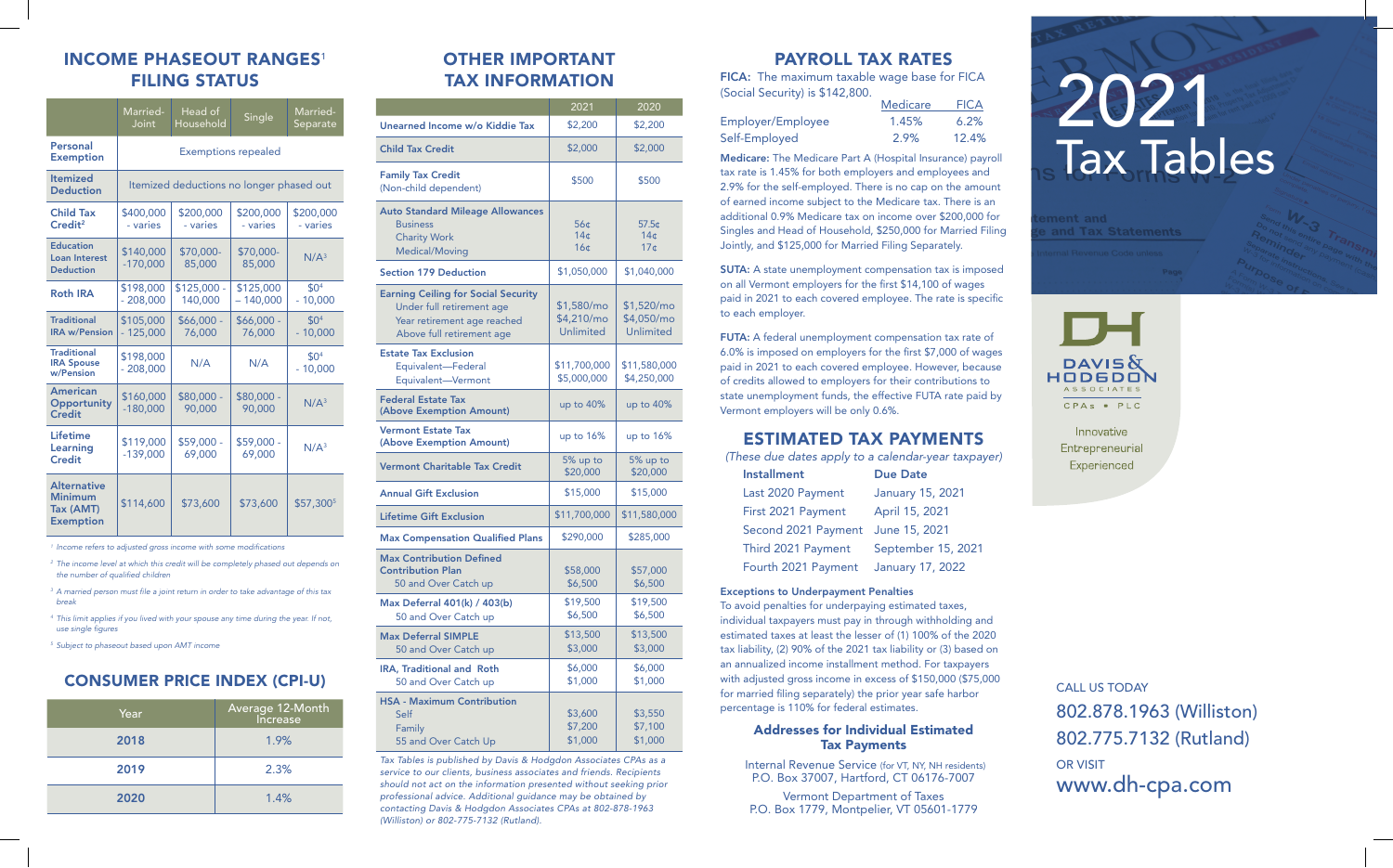## INCOME PHASEOUT RANGES[1] FILING STATUS

| | Married-Joint | Head of Household | Single | Married-Separate |
|---|---|---|---|---|
| **Personal Exemption** | Exemptions repealed | | | |
| **Itemized Deduction** | Itemized deductions no longer phased out | | | |
| **Child Tax Credit[2]** | $400,000 - varies | $200,000 - varies | $200,000 - varies | $200,000 - varies |
| **Education Loan Interest Deduction** | $140,000 -170,000 | $70,000-85,000 | $70,000-85,000 | N/A[3] |
| **Roth IRA** | $198,000 - 208,000 | $125,000 - 140,000 | $125,000 – 140,000 | $0[4] - 10,000 |
| **Traditional IRA w/Pension** | $105,000 - 125,000 | $66,000 - 76,000 | $66,000 - 76,000 | $0[4] - 10,000 |
| **Traditional IRA Spouse w/Pension** | $198,000 - 208,000 | N/A | N/A | $0[4] - 10,000 |
| **American Opportunity Credit** | $160,000 -180,000 | $80,000 - 90,000 | $80,000 - 90,000 | N/A[3] |
| **Lifetime Learning Credit** | $119,000 -139,000 | $59,000 - 69,000 | $59,000 - 69,000 | N/A[3] |
| **Alternative Minimum Tax (AMT) Exemption** | $114,600 | $73,600 | $73,600 | $57,300[5] |

*[1] Income refers to adjusted gross income with some modifications*

*[2] The income level at which this credit will be completely phased out depends on the number of qualified children*

*[3] A married person must file a joint return in order to take advantage of this tax break*

*[4] This limit applies if you lived with your spouse any time during the year. If not, use single figures*

*[5] Subject to phaseout based upon AMT income*

## CONSUMER PRICE INDEX (CPI-U)

| Year | Average 12-Month Increase |
|---|---|
| **2018** | 1.9% |
| **2019** | 2.3% |
| **2020** | 1.4% |

## OTHER IMPORTANT TAX INFORMATION

| | 2021 | 2020 |
|---|---|---|
| **Unearned Income w/o Kiddie Tax** | $2,200 | $2,200 |
| **Child Tax Credit** | $2,000 | $2,000 |
| **Family Tax Credit** (Non-child dependent) | $500 | $500 |
| **Auto Standard Mileage Allowances** | | |
| Business | 56¢ | 57.5¢ |
| Charity Work | 14¢ | 14¢ |
| Medical/Moving | 16¢ | 17¢ |
| **Section 179 Deduction** | $1,050,000 | $1,040,000 |
| **Earning Ceiling for Social Security** | | |
| Under full retirement age | $1,580/mo | $1,520/mo |
| Year retirement age reached | $4,210/mo | $4,050/mo |
| Above full retirement age | Unlimited | Unlimited |
| **Estate Tax Exclusion** | | |
| Equivalent—Federal | $11,700,000 | $11,580,000 |
| Equivalent—Vermont | $5,000,000 | $4,250,000 |
| **Federal Estate Tax (Above Exemption Amount)** | up to 40% | up to 40% |
| **Vermont Estate Tax (Above Exemption Amount)** | up to 16% | up to 16% |
| **Vermont Charitable Tax Credit** | 5% up to $20,000 | 5% up to $20,000 |
| **Annual Gift Exclusion** | $15,000 | $15,000 |
| **Lifetime Gift Exclusion** | $11,700,000 | $11,580,000 |
| **Max Compensation Qualified Plans** | $290,000 | $285,000 |
| **Max Contribution Defined Contribution Plan** | $58,000 | $57,000 |
| 50 and Over Catch up | $6,500 | $6,500 |
| **Max Deferral 401(k) / 403(b)** | $19,500 | $19,500 |
| 50 and Over Catch up | $6,500 | $6,500 |
| **Max Deferral SIMPLE** | $13,500 | $13,500 |
| 50 and Over Catch up | $3,000 | $3,000 |
| **IRA, Traditional and Roth** | $6,000 | $6,000 |
| 50 and Over Catch up | $1,000 | $1,000 |
| **HSA - Maximum Contribution** | | |
| Self | $3,600 | $3,550 |
| Family | $7,200 | $7,100 |
| 55 and Over Catch Up | $1,000 | $1,000 |

*Tax Tables is published by Davis & Hodgdon Associates CPAs as a service to our clients, business associates and friends. Recipients should not act on the information presented without seeking prior professional advice. Additional guidance may be obtained by contacting Davis & Hodgdon Associates CPAs at 802-878-1963 (Williston) or 802-775-7132 (Rutland).*

## PAYROLL TAX RATES

**FICA:** The maximum taxable wage base for FICA (Social Security) is $142,800.

| | Medicare | FICA |
|---|---|---|
| Employer/Employee | 1.45% | 6.2% |
| Self-Employed | 2.9% | 12.4% |

**Medicare:** The Medicare Part A (Hospital Insurance) payroll tax rate is 1.45% for both employers and employees and 2.9% for the self-employed. There is no cap on the amount of earned income subject to the Medicare tax. There is an additional 0.9% Medicare tax on income over $200,000 for Singles and Head of Household, $250,000 for Married Filing Jointly, and $125,000 for Married Filing Separately.

**SUTA:** A state unemployment compensation tax is imposed on all Vermont employers for the first $14,100 of wages paid in 2021 to each covered employee. The rate is specific to each employer.

**FUTA:** A federal unemployment compensation tax rate of 6.0% is imposed on employers for the first $7,000 of wages paid in 2021 to each covered employee. However, because of credits allowed to employers for their contributions to state unemployment funds, the effective FUTA rate paid by Vermont employers will be only 0.6%.

## ESTIMATED TAX PAYMENTS

*(These due dates apply to a calendar-year taxpayer)*

| Installment | Due Date |
|---|---|
| Last 2020 Payment | January 15, 2021 |
| First 2021 Payment | April 15, 2021 |
| Second 2021 Payment | June 15, 2021 |
| Third 2021 Payment | September 15, 2021 |
| Fourth 2021 Payment | January 17, 2022 |

**Exceptions to Underpayment Penalties**

To avoid penalties for underpaying estimated taxes, individual taxpayers must pay in through withholding and estimated taxes at least the lesser of (1) 100% of the 2020 tax liability, (2) 90% of the 2021 tax liability or (3) based on an annualized income installment method. For taxpayers with adjusted gross income in excess of $150,000 ($75,000 for married filing separately) the prior year safe harbor percentage is 110% for federal estimates.

### Addresses for Individual Estimated Tax Payments

Internal Revenue Service (for VT, NY, NH residents)
P.O. Box 37007, Hartford, CT 06176-7007

Vermont Department of Taxes
P.O. Box 1779, Montpelier, VT 05601-1779

# 2021 Tax Tables

DAVIS & HODGDON ASSOCIATES CPAs • PLC

Innovative
Entrepreneurial
Experienced

CALL US TODAY
802.878.1963 (Williston)
802.775.7132 (Rutland)
OR VISIT
www.dh-cpa.com